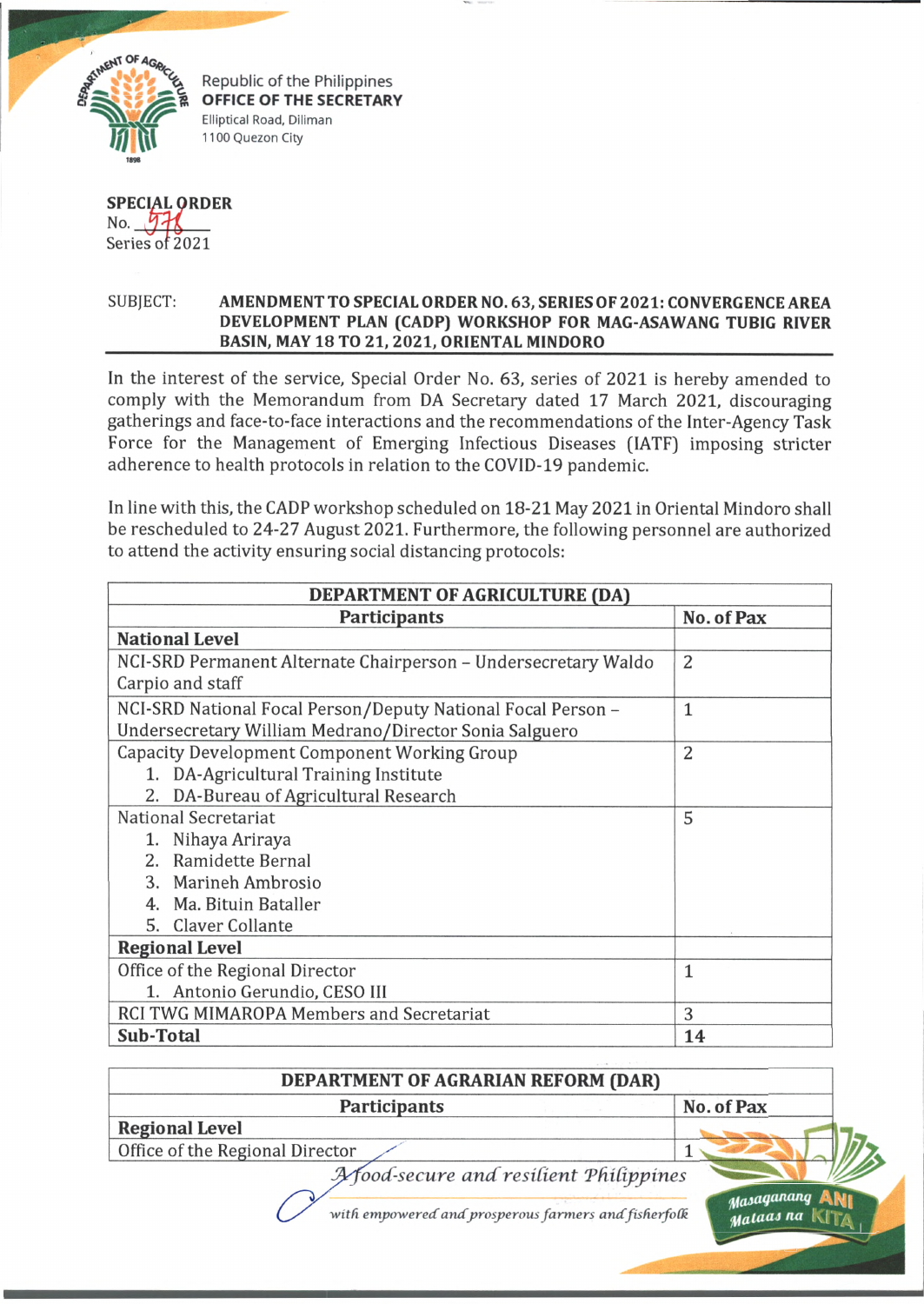Republic of the Philippines
**OFFICE OF THE SECRETARY**
Elliptical Road, Diliman
1100 Quezon City

**SPECIAL ORDER**
No. 578
Series of 2021

SUBJECT: **AMENDMENT TO SPECIAL ORDER NO. 63, SERIES OF 2021: CONVERGENCE AREA DEVELOPMENT PLAN (CADP) WORKSHOP FOR MAG-ASAWANG TUBIG RIVER BASIN, MAY 18 TO 21, 2021, ORIENTAL MINDORO**

In the interest of the service, Special Order No. 63, series of 2021 is hereby amended to comply with the Memorandum from DA Secretary dated 17 March 2021, discouraging gatherings and face-to-face interactions and the recommendations of the Inter-Agency Task Force for the Management of Emerging Infectious Diseases (IATF) imposing stricter adherence to health protocols in relation to the COVID-19 pandemic.

In line with this, the CADP workshop scheduled on 18-21 May 2021 in Oriental Mindoro shall be rescheduled to 24-27 August 2021. Furthermore, the following personnel are authorized to attend the activity ensuring social distancing protocols:

| **DEPARTMENT OF AGRICULTURE (DA)** | |
|---|---|
| **Participants** | **No. of Pax** |
| **National Level** | |
| NCI-SRD Permanent Alternate Chairperson – Undersecretary Waldo Carpio and staff | 2 |
| NCI-SRD National Focal Person/Deputy National Focal Person – Undersecretary William Medrano/Director Sonia Salguero | 1 |
| Capacity Development Component Working Group<br>1. DA-Agricultural Training Institute<br>2. DA-Bureau of Agricultural Research | 2 |
| National Secretariat<br>1. Nihaya Ariraya<br>2. Ramidette Bernal<br>3. Marineh Ambrosio<br>4. Ma. Bituin Bataller<br>5. Claver Collante | 5 |
| **Regional Level** | |
| Office of the Regional Director<br>1. Antonio Gerundio, CESO III | 1 |
| RCI TWG MIMAROPA Members and Secretariat | 3 |
| **Sub-Total** | **14** |

| **DEPARTMENT OF AGRARIAN REFORM (DAR)** | |
|---|---|
| **Participants** | **No. of Pax** |
| **Regional Level** | |
| Office of the Regional Director | 1 |

*A food-secure and resilient Philippines with empowered and prosperous farmers and fisherfolk*

Masaganang ANI Mataas na KITA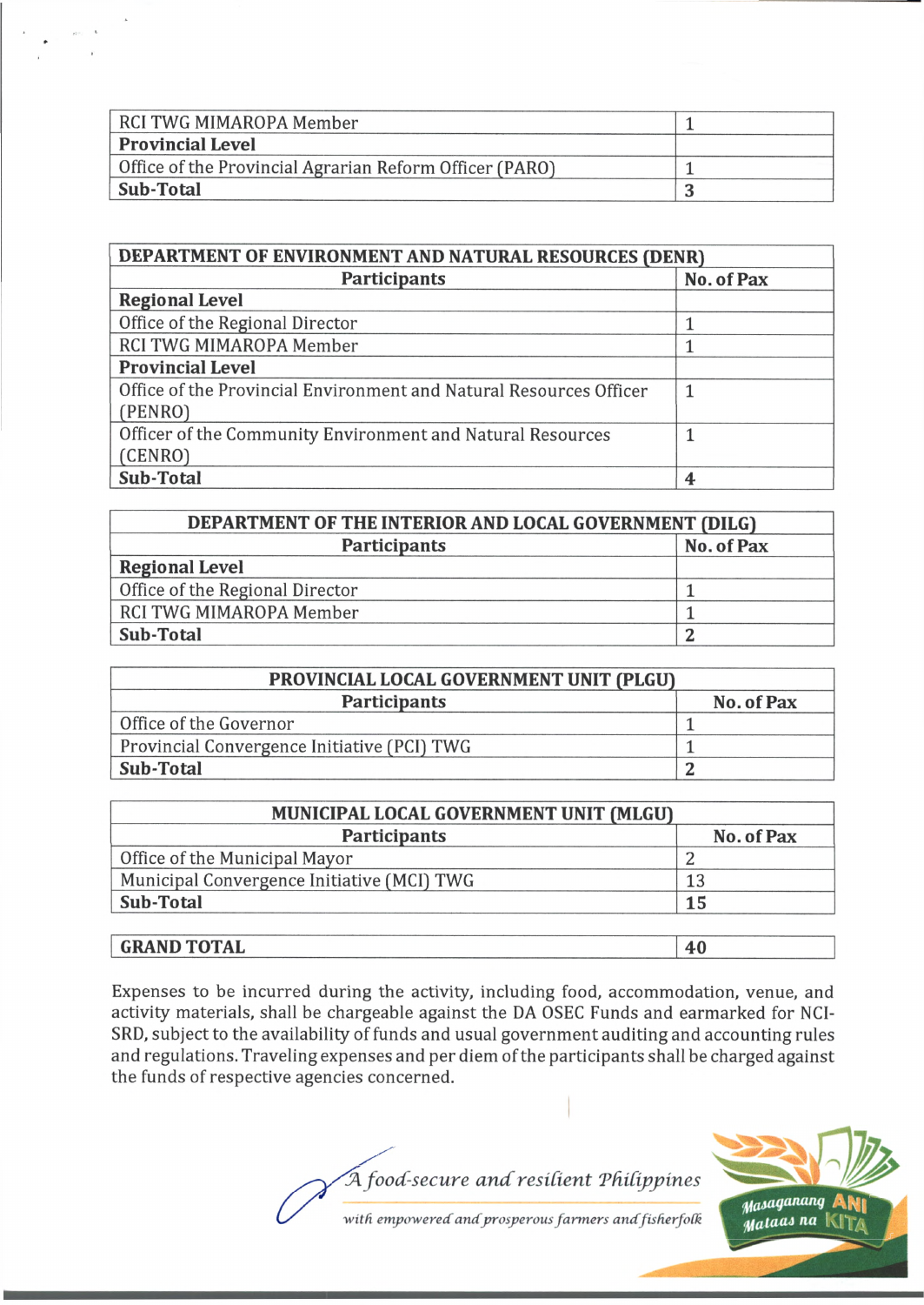| RCI TWG MIMAROPA Member | 1 |
|---|---|
| **Provincial Level** | |
| Office of the Provincial Agrarian Reform Officer (PARO) | 1 |
| **Sub-Total** | **3** |

| **DEPARTMENT OF ENVIRONMENT AND NATURAL RESOURCES (DENR)** | |
|---|---|
| **Participants** | **No. of Pax** |
| **Regional Level** | |
| Office of the Regional Director | 1 |
| RCI TWG MIMAROPA Member | 1 |
| **Provincial Level** | |
| Office of the Provincial Environment and Natural Resources Officer (PENRO) | 1 |
| Officer of the Community Environment and Natural Resources (CENRO) | 1 |
| **Sub-Total** | **4** |

| **DEPARTMENT OF THE INTERIOR AND LOCAL GOVERNMENT (DILG)** | |
|---|---|
| **Participants** | **No. of Pax** |
| **Regional Level** | |
| Office of the Regional Director | 1 |
| RCI TWG MIMAROPA Member | 1 |
| **Sub-Total** | **2** |

| **PROVINCIAL LOCAL GOVERNMENT UNIT (PLGU)** | |
|---|---|
| **Participants** | **No. of Pax** |
| Office of the Governor | 1 |
| Provincial Convergence Initiative (PCI) TWG | 1 |
| **Sub-Total** | **2** |

| **MUNICIPAL LOCAL GOVERNMENT UNIT (MLGU)** | |
|---|---|
| **Participants** | **No. of Pax** |
| Office of the Municipal Mayor | 2 |
| Municipal Convergence Initiative (MCI) TWG | 13 |
| **Sub-Total** | **15** |

| **GRAND TOTAL** | **40** |
|---|---|

Expenses to be incurred during the activity, including food, accommodation, venue, and activity materials, shall be chargeable against the DA OSEC Funds and earmarked for NCI-SRD, subject to the availability of funds and usual government auditing and accounting rules and regulations. Traveling expenses and per diem of the participants shall be charged against the funds of respective agencies concerned.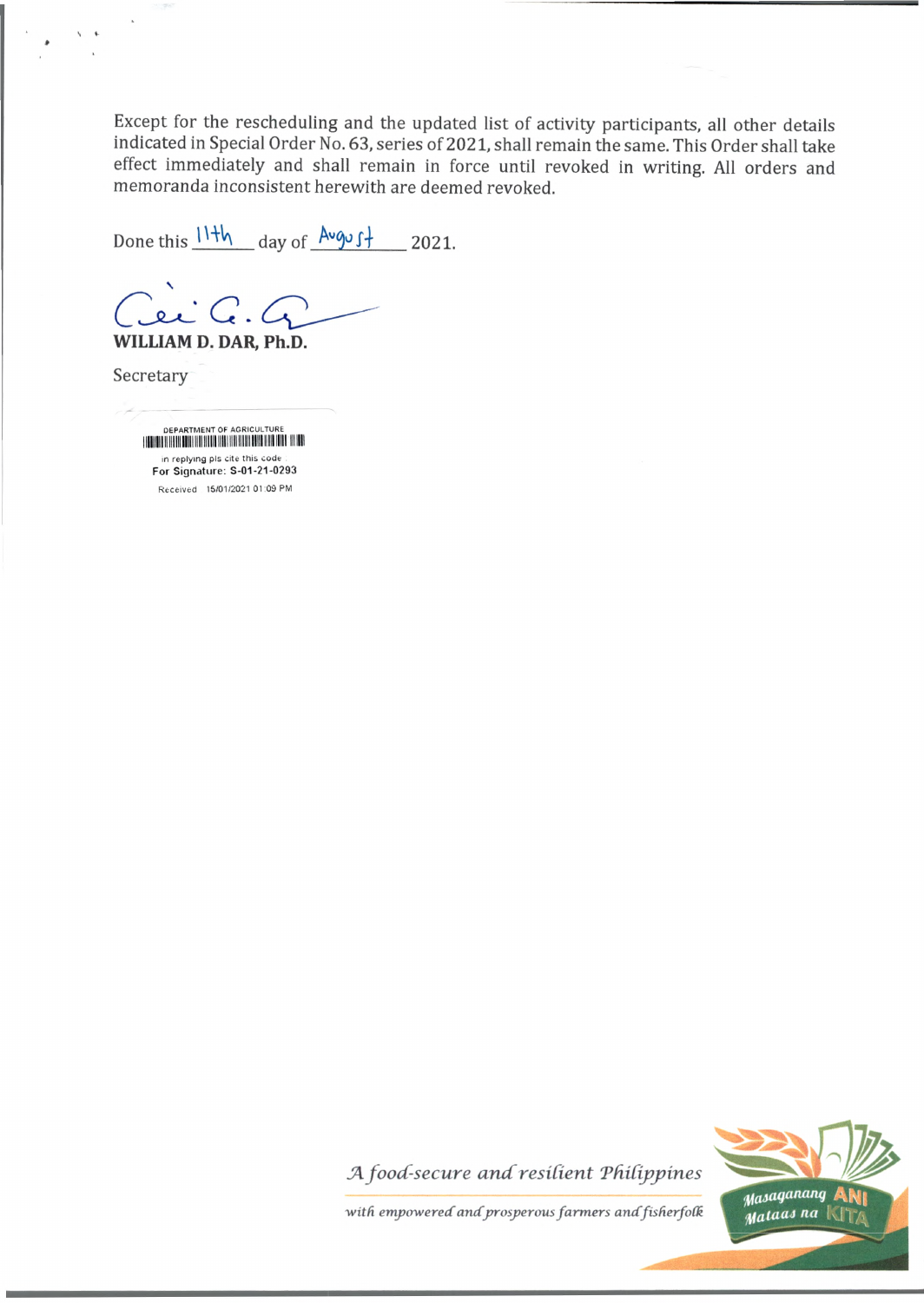Except for the rescheduling and the updated list of activity participants, all other details indicated in Special Order No. 63, series of 2021, shall remain the same. This Order shall take effect immediately and shall remain in force until revoked in writing. All orders and memoranda inconsistent herewith are deemed revoked.

Done this 11th day of August 2021.

**WILLIAM D. DAR, Ph.D.**

Secretary

DEPARTMENT OF AGRICULTURE

in replying pls cite this code :

**For Signature: S-01-21-0293**

Received : 15/01/2021 01:09 PM

*A food-secure and resilient Philippines*

*with empowered and prosperous farmers and fisherfolk*

Masaganang ANI Mataas na KITA